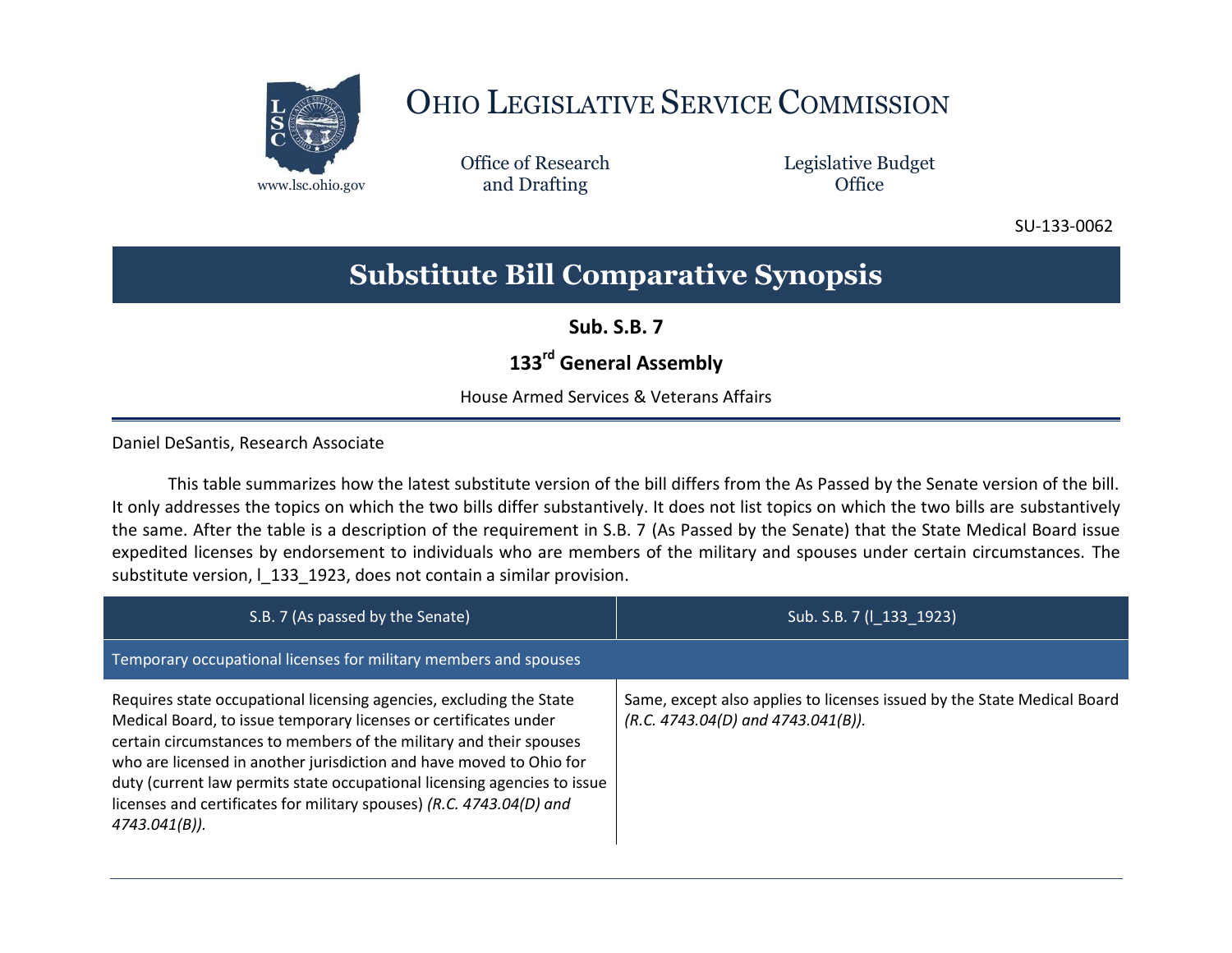# Ohio Legislative Service Commission

www.lsc.ohio.gov

Office of Research and Drafting

Legislative Budget Office

SU-133-0062

## Substitute Bill Comparative Synopsis

**Sub. S.B. 7**

**133rd General Assembly**

House Armed Services & Veterans Affairs

Daniel DeSantis, Research Associate

This table summarizes how the latest substitute version of the bill differs from the As Passed by the Senate version of the bill. It only addresses the topics on which the two bills differ substantively. It does not list topics on which the two bills are substantively the same. After the table is a description of the requirement in S.B. 7 (As Passed by the Senate) that the State Medical Board issue expedited licenses by endorsement to individuals who are members of the military and spouses under certain circumstances. The substitute version, l_133_1923, does not contain a similar provision.

| S.B. 7 (As passed by the Senate) | Sub. S.B. 7 (l_133_1923) |
|---|---|
| Temporary occupational licenses for military members and spouses | |
| Requires state occupational licensing agencies, excluding the State Medical Board, to issue temporary licenses or certificates under certain circumstances to members of the military and their spouses who are licensed in another jurisdiction and have moved to Ohio for duty (current law permits state occupational licensing agencies to issue licenses and certificates for military spouses) *(R.C. 4743.04(D) and 4743.041(B)).* | Same, except also applies to licenses issued by the State Medical Board *(R.C. 4743.04(D) and 4743.041(B)).* |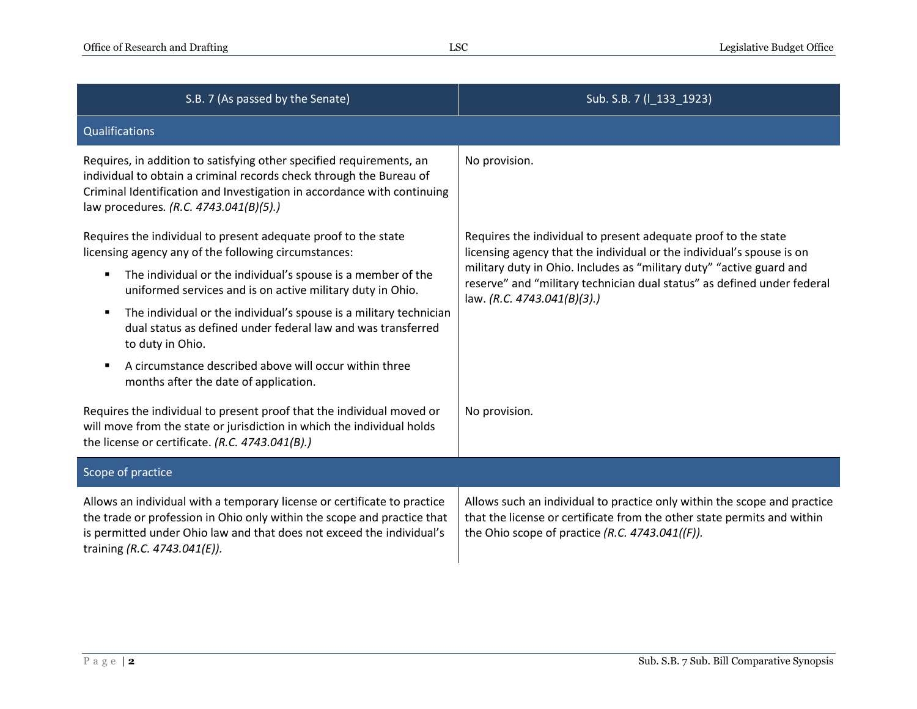| S.B. 7 (As passed by the Senate) | Sub. S.B. 7 (l_133_1923) |
|---|---|
| **Qualifications** | |
| Requires, in addition to satisfying other specified requirements, an individual to obtain a criminal records check through the Bureau of Criminal Identification and Investigation in accordance with continuing law procedures. *(R.C. 4743.041(B)(5).)* | No provision. |
| Requires the individual to present adequate proof to the state licensing agency any of the following circumstances:<br>▪ The individual or the individual's spouse is a member of the uniformed services and is on active military duty in Ohio.<br>▪ The individual or the individual's spouse is a military technician dual status as defined under federal law and was transferred to duty in Ohio.<br>▪ A circumstance described above will occur within three months after the date of application. | Requires the individual to present adequate proof to the state licensing agency that the individual or the individual's spouse is on military duty in Ohio. Includes as "military duty" "active guard and reserve" and "military technician dual status" as defined under federal law. *(R.C. 4743.041(B)(3).)* |
| Requires the individual to present proof that the individual moved or will move from the state or jurisdiction in which the individual holds the license or certificate. *(R.C. 4743.041(B).)* | No provision. |
| **Scope of practice** | |
| Allows an individual with a temporary license or certificate to practice the trade or profession in Ohio only within the scope and practice that is permitted under Ohio law and that does not exceed the individual's training *(R.C. 4743.041(E)).* | Allows such an individual to practice only within the scope and practice that the license or certificate from the other state permits and within the Ohio scope of practice *(R.C. 4743.041((F)).* |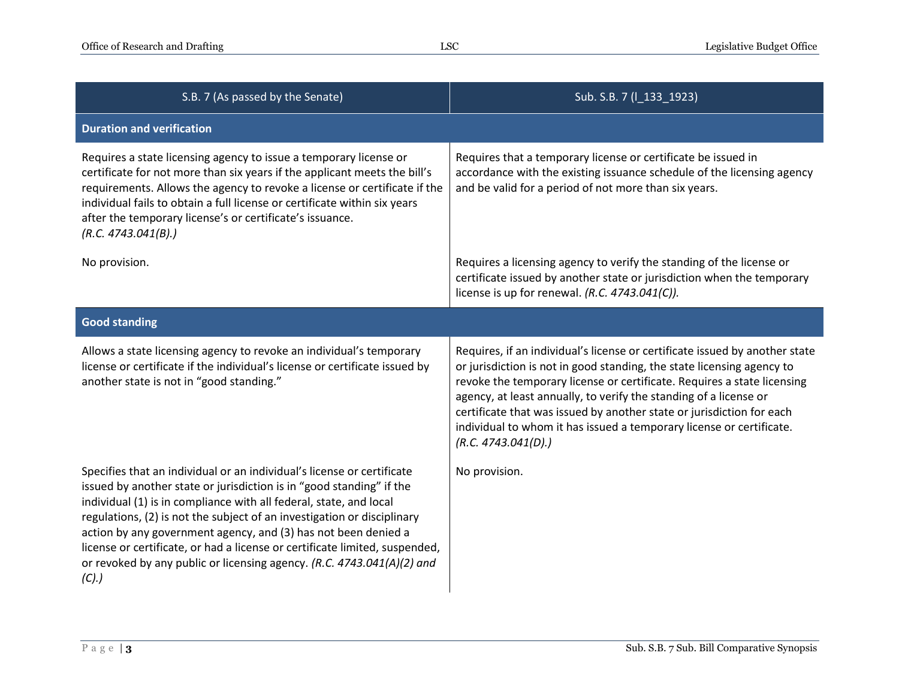| S.B. 7 (As passed by the Senate) | Sub. S.B. 7 (l_133_1923) |
|---|---|
| **Duration and verification** | |
| Requires a state licensing agency to issue a temporary license or certificate for not more than six years if the applicant meets the bill's requirements. Allows the agency to revoke a license or certificate if the individual fails to obtain a full license or certificate within six years after the temporary license's or certificate's issuance. *(R.C. 4743.041(B).)* | Requires that a temporary license or certificate be issued in accordance with the existing issuance schedule of the licensing agency and be valid for a period of not more than six years. |
| No provision. | Requires a licensing agency to verify the standing of the license or certificate issued by another state or jurisdiction when the temporary license is up for renewal. *(R.C. 4743.041(C)).* |
| **Good standing** | |
| Allows a state licensing agency to revoke an individual's temporary license or certificate if the individual's license or certificate issued by another state is not in "good standing." | Requires, if an individual's license or certificate issued by another state or jurisdiction is not in good standing, the state licensing agency to revoke the temporary license or certificate. Requires a state licensing agency, at least annually, to verify the standing of a license or certificate that was issued by another state or jurisdiction for each individual to whom it has issued a temporary license or certificate. *(R.C. 4743.041(D).)* |
| Specifies that an individual or an individual's license or certificate issued by another state or jurisdiction is in "good standing" if the individual (1) is in compliance with all federal, state, and local regulations, (2) is not the subject of an investigation or disciplinary action by any government agency, and (3) has not been denied a license or certificate, or had a license or certificate limited, suspended, or revoked by any public or licensing agency. *(R.C. 4743.041(A)(2) and (C).)* | No provision. |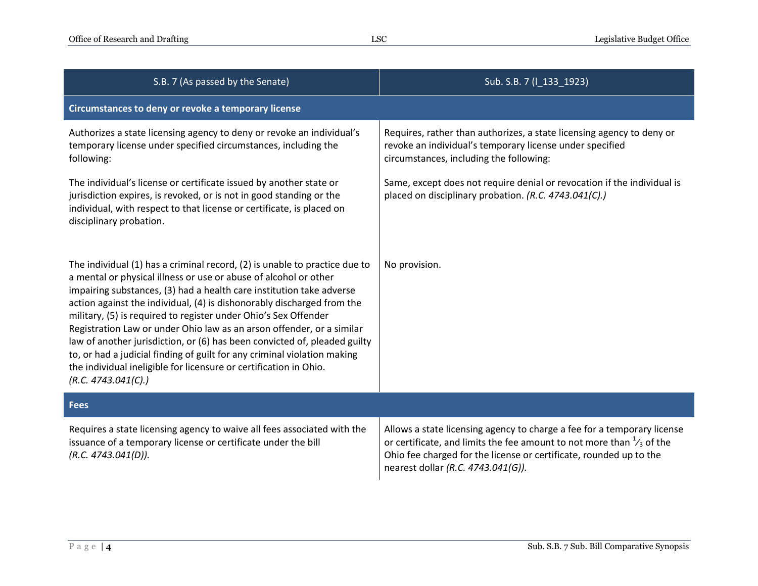| S.B. 7 (As passed by the Senate) | Sub. S.B. 7 (l_133_1923) |
|---|---|
| **Circumstances to deny or revoke a temporary license** | |
| Authorizes a state licensing agency to deny or revoke an individual's temporary license under specified circumstances, including the following: | Requires, rather than authorizes, a state licensing agency to deny or revoke an individual's temporary license under specified circumstances, including the following: |
| The individual's license or certificate issued by another state or jurisdiction expires, is revoked, or is not in good standing or the individual, with respect to that license or certificate, is placed on disciplinary probation. | Same, except does not require denial or revocation if the individual is placed on disciplinary probation. *(R.C. 4743.041(C).)* |
| The individual (1) has a criminal record, (2) is unable to practice due to a mental or physical illness or use or abuse of alcohol or other impairing substances, (3) had a health care institution take adverse action against the individual, (4) is dishonorably discharged from the military, (5) is required to register under Ohio's Sex Offender Registration Law or under Ohio law as an arson offender, or a similar law of another jurisdiction, or (6) has been convicted of, pleaded guilty to, or had a judicial finding of guilt for any criminal violation making the individual ineligible for licensure or certification in Ohio. *(R.C. 4743.041(C).)* | No provision. |
| **Fees** | |
| Requires a state licensing agency to waive all fees associated with the issuance of a temporary license or certificate under the bill *(R.C. 4743.041(D)).* | Allows a state licensing agency to charge a fee for a temporary license or certificate, and limits the fee amount to not more than $^{1}/_{3}$ of the Ohio fee charged for the license or certificate, rounded up to the nearest dollar *(R.C. 4743.041(G)).* |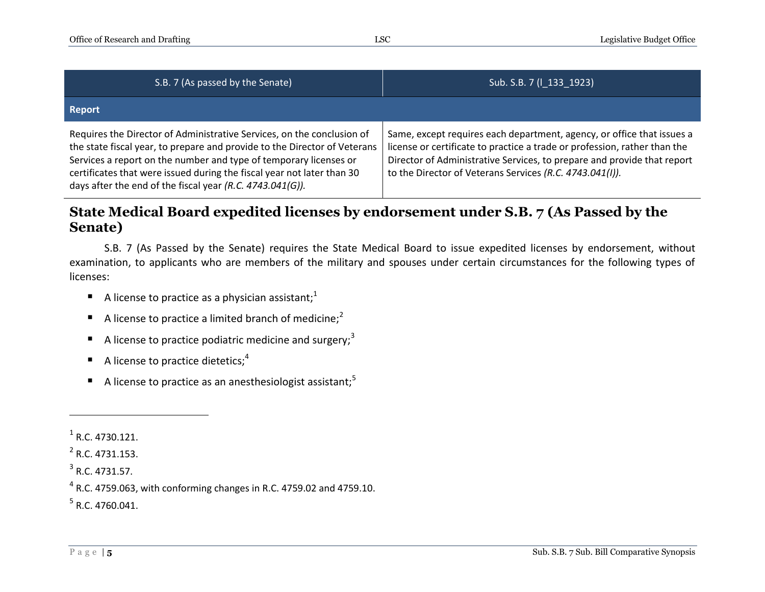| S.B. 7 (As passed by the Senate) | Sub. S.B. 7 (l_133_1923) |
| --- | --- |
| **Report** | |
| Requires the Director of Administrative Services, on the conclusion of the state fiscal year, to prepare and provide to the Director of Veterans Services a report on the number and type of temporary licenses or certificates that were issued during the fiscal year not later than 30 days after the end of the fiscal year *(R.C. 4743.041(G))*. | Same, except requires each department, agency, or office that issues a license or certificate to practice a trade or profession, rather than the Director of Administrative Services, to prepare and provide that report to the Director of Veterans Services *(R.C. 4743.041(I))*. |

## State Medical Board expedited licenses by endorsement under S.B. 7 (As Passed by the Senate)

S.B. 7 (As Passed by the Senate) requires the State Medical Board to issue expedited licenses by endorsement, without examination, to applicants who are members of the military and spouses under certain circumstances for the following types of licenses:

- A license to practice as a physician assistant;[1]
- A license to practice a limited branch of medicine;[2]
- A license to practice podiatric medicine and surgery;[3]
- A license to practice dietetics;[4]
- A license to practice as an anesthesiologist assistant;[5]

---

[1] R.C. 4730.121.

[2] R.C. 4731.153.

[3] R.C. 4731.57.

[4] R.C. 4759.063, with conforming changes in R.C. 4759.02 and 4759.10.

[5] R.C. 4760.041.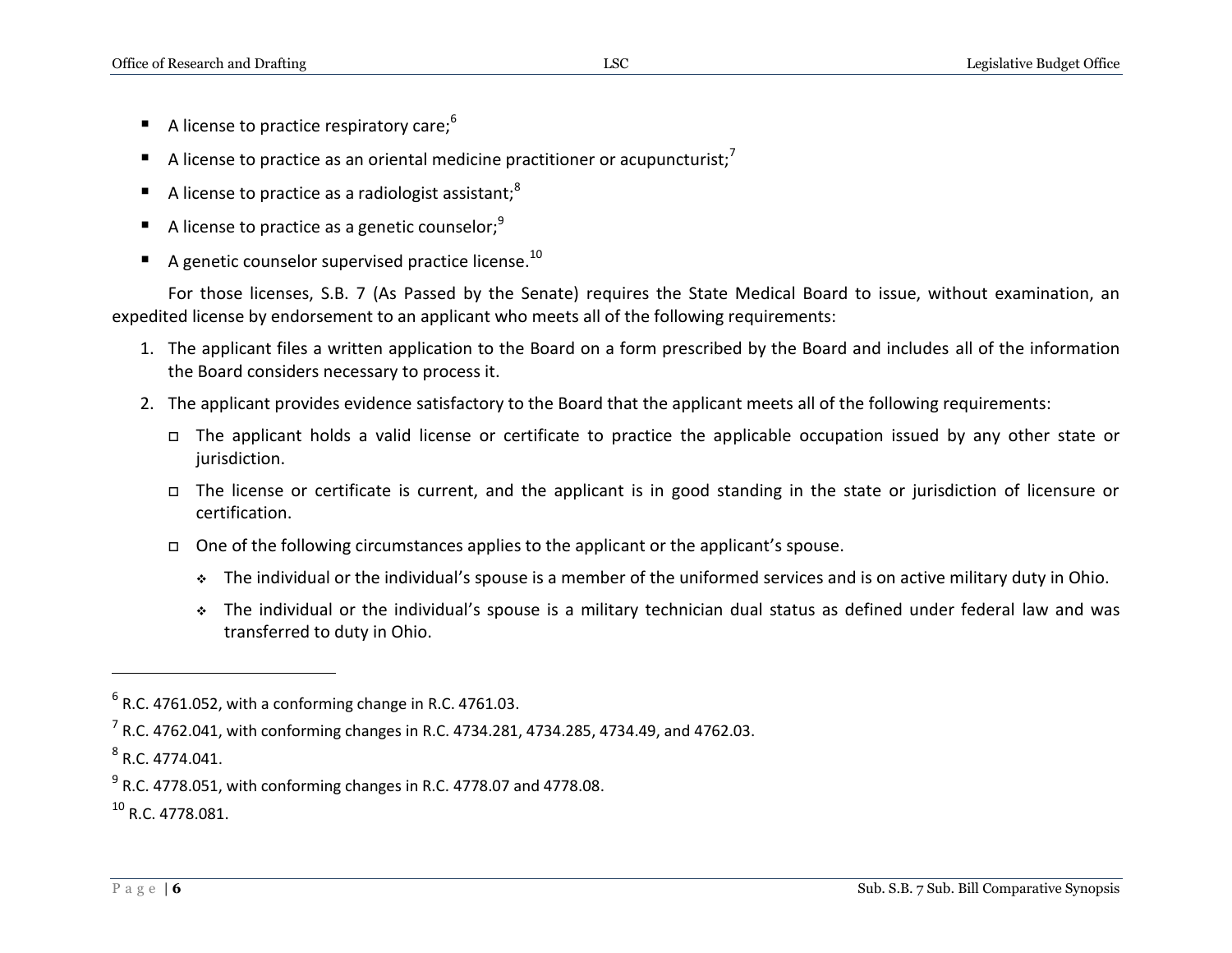- A license to practice respiratory care;[6]
- A license to practice as an oriental medicine practitioner or acupuncturist;[7]
- A license to practice as a radiologist assistant;[8]
- A license to practice as a genetic counselor;[9]
- A genetic counselor supervised practice license.[10]

For those licenses, S.B. 7 (As Passed by the Senate) requires the State Medical Board to issue, without examination, an expedited license by endorsement to an applicant who meets all of the following requirements:

1. The applicant files a written application to the Board on a form prescribed by the Board and includes all of the information the Board considers necessary to process it.
2. The applicant provides evidence satisfactory to the Board that the applicant meets all of the following requirements:
   - The applicant holds a valid license or certificate to practice the applicable occupation issued by any other state or jurisdiction.
   - The license or certificate is current, and the applicant is in good standing in the state or jurisdiction of licensure or certification.
   - One of the following circumstances applies to the applicant or the applicant's spouse.
     - The individual or the individual's spouse is a member of the uniformed services and is on active military duty in Ohio.
     - The individual or the individual's spouse is a military technician dual status as defined under federal law and was transferred to duty in Ohio.

---

[6] R.C. 4761.052, with a conforming change in R.C. 4761.03.

[7] R.C. 4762.041, with conforming changes in R.C. 4734.281, 4734.285, 4734.49, and 4762.03.

[8] R.C. 4774.041.

[9] R.C. 4778.051, with conforming changes in R.C. 4778.07 and 4778.08.

[10] R.C. 4778.081.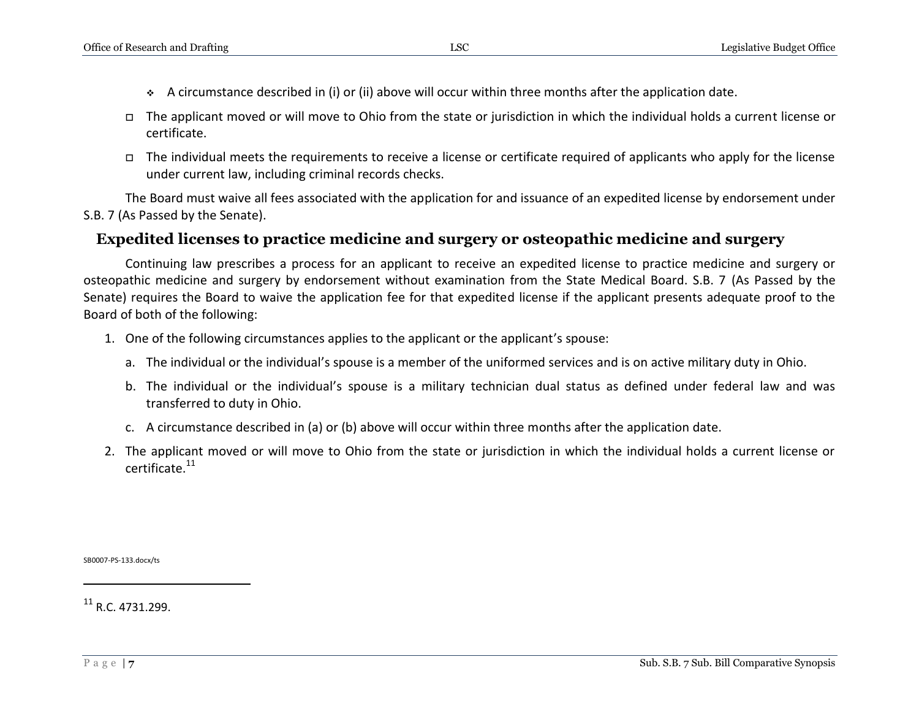- A circumstance described in (i) or (ii) above will occur within three months after the application date.
- The applicant moved or will move to Ohio from the state or jurisdiction in which the individual holds a current license or certificate.
- The individual meets the requirements to receive a license or certificate required of applicants who apply for the license under current law, including criminal records checks.

The Board must waive all fees associated with the application for and issuance of an expedited license by endorsement under S.B. 7 (As Passed by the Senate).

## Expedited licenses to practice medicine and surgery or osteopathic medicine and surgery

Continuing law prescribes a process for an applicant to receive an expedited license to practice medicine and surgery or osteopathic medicine and surgery by endorsement without examination from the State Medical Board. S.B. 7 (As Passed by the Senate) requires the Board to waive the application fee for that expedited license if the applicant presents adequate proof to the Board of both of the following:

1. One of the following circumstances applies to the applicant or the applicant's spouse:
   a. The individual or the individual's spouse is a member of the uniformed services and is on active military duty in Ohio.
   b. The individual or the individual's spouse is a military technician dual status as defined under federal law and was transferred to duty in Ohio.
   c. A circumstance described in (a) or (b) above will occur within three months after the application date.
2. The applicant moved or will move to Ohio from the state or jurisdiction in which the individual holds a current license or certificate.[11]

SB0007-PS-133.docx/ts

[11] R.C. 4731.299.